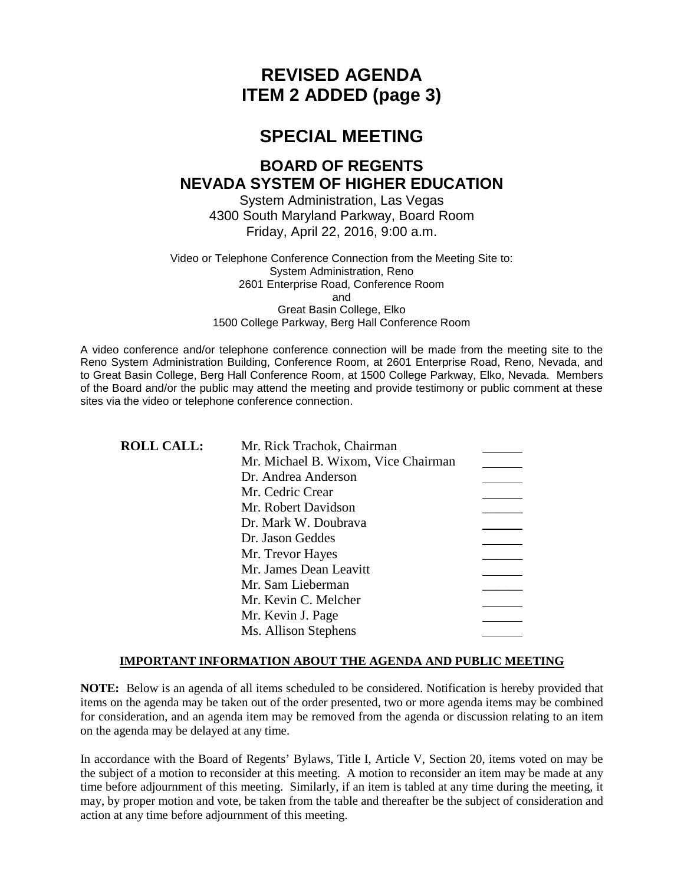# REVISED AGENDA
# ITEM 2 ADDED (page 3)

# SPECIAL MEETING

## BOARD OF REGENTS
## NEVADA SYSTEM OF HIGHER EDUCATION

System Administration, Las Vegas
4300 South Maryland Parkway, Board Room
Friday, April 22, 2016, 9:00 a.m.

Video or Telephone Conference Connection from the Meeting Site to:
System Administration, Reno
2601 Enterprise Road, Conference Room
and
Great Basin College, Elko
1500 College Parkway, Berg Hall Conference Room

A video conference and/or telephone conference connection will be made from the meeting site to the Reno System Administration Building, Conference Room, at 2601 Enterprise Road, Reno, Nevada, and to Great Basin College, Berg Hall Conference Room, at 1500 College Parkway, Elko, Nevada. Members of the Board and/or the public may attend the meeting and provide testimony or public comment at these sites via the video or telephone conference connection.

| ROLL CALL: | | |
|---|---|---|
| | Mr. Rick Trachok, Chairman | ______ |
| | Mr. Michael B. Wixom, Vice Chairman | ______ |
| | Dr. Andrea Anderson | ______ |
| | Mr. Cedric Crear | ______ |
| | Mr. Robert Davidson | ______ |
| | Dr. Mark W. Doubrava | ______ |
| | Dr. Jason Geddes | ______ |
| | Mr. Trevor Hayes | ______ |
| | Mr. James Dean Leavitt | ______ |
| | Mr. Sam Lieberman | ______ |
| | Mr. Kevin C. Melcher | ______ |
| | Mr. Kevin J. Page | ______ |
| | Ms. Allison Stephens | ______ |

**IMPORTANT INFORMATION ABOUT THE AGENDA AND PUBLIC MEETING**

**NOTE:** Below is an agenda of all items scheduled to be considered. Notification is hereby provided that items on the agenda may be taken out of the order presented, two or more agenda items may be combined for consideration, and an agenda item may be removed from the agenda or discussion relating to an item on the agenda may be delayed at any time.

In accordance with the Board of Regents' Bylaws, Title I, Article V, Section 20, items voted on may be the subject of a motion to reconsider at this meeting. A motion to reconsider an item may be made at any time before adjournment of this meeting. Similarly, if an item is tabled at any time during the meeting, it may, by proper motion and vote, be taken from the table and thereafter be the subject of consideration and action at any time before adjournment of this meeting.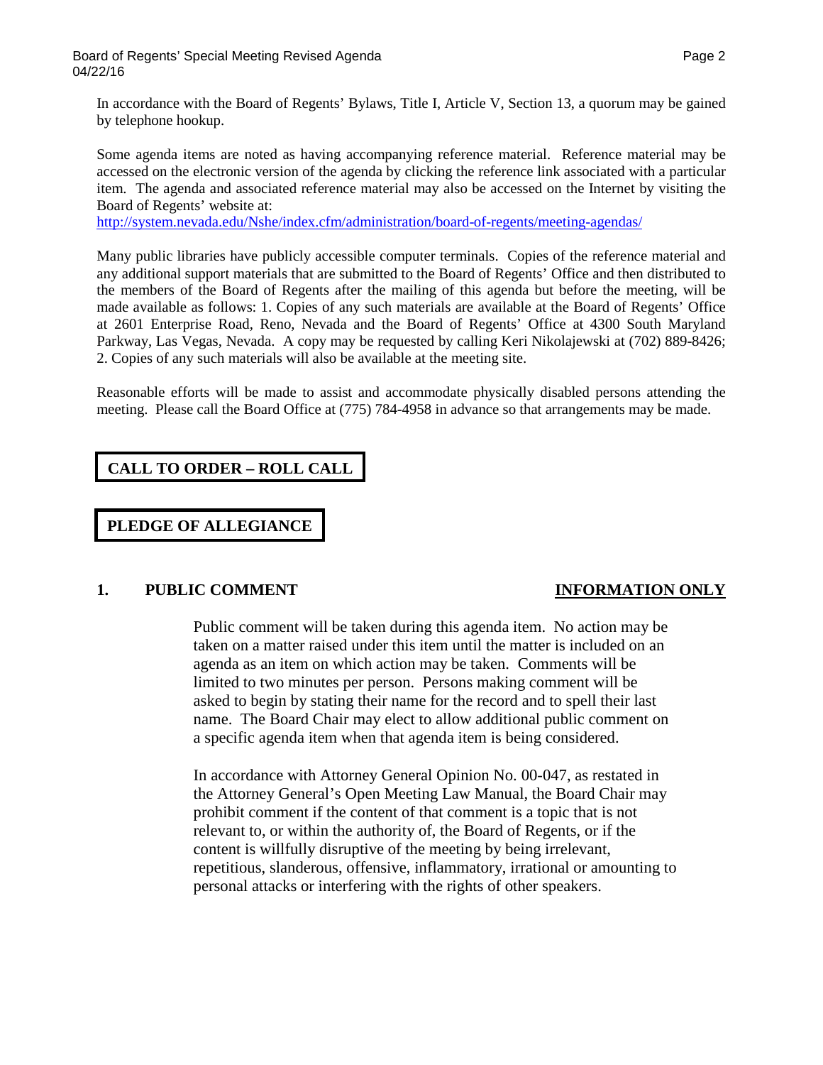In accordance with the Board of Regents' Bylaws, Title I, Article V, Section 13, a quorum may be gained by telephone hookup.

Some agenda items are noted as having accompanying reference material. Reference material may be accessed on the electronic version of the agenda by clicking the reference link associated with a particular item. The agenda and associated reference material may also be accessed on the Internet by visiting the Board of Regents' website at:
http://system.nevada.edu/Nshe/index.cfm/administration/board-of-regents/meeting-agendas/

Many public libraries have publicly accessible computer terminals. Copies of the reference material and any additional support materials that are submitted to the Board of Regents' Office and then distributed to the members of the Board of Regents after the mailing of this agenda but before the meeting, will be made available as follows: 1. Copies of any such materials are available at the Board of Regents' Office at 2601 Enterprise Road, Reno, Nevada and the Board of Regents' Office at 4300 South Maryland Parkway, Las Vegas, Nevada. A copy may be requested by calling Keri Nikolajewski at (702) 889-8426; 2. Copies of any such materials will also be available at the meeting site.

Reasonable efforts will be made to assist and accommodate physically disabled persons attending the meeting. Please call the Board Office at (775) 784-4958 in advance so that arrangements may be made.

## CALL TO ORDER – ROLL CALL

## PLEDGE OF ALLEGIANCE

## 1. PUBLIC COMMENT — INFORMATION ONLY

Public comment will be taken during this agenda item. No action may be taken on a matter raised under this item until the matter is included on an agenda as an item on which action may be taken. Comments will be limited to two minutes per person. Persons making comment will be asked to begin by stating their name for the record and to spell their last name. The Board Chair may elect to allow additional public comment on a specific agenda item when that agenda item is being considered.

In accordance with Attorney General Opinion No. 00-047, as restated in the Attorney General's Open Meeting Law Manual, the Board Chair may prohibit comment if the content of that comment is a topic that is not relevant to, or within the authority of, the Board of Regents, or if the content is willfully disruptive of the meeting by being irrelevant, repetitious, slanderous, offensive, inflammatory, irrational or amounting to personal attacks or interfering with the rights of other speakers.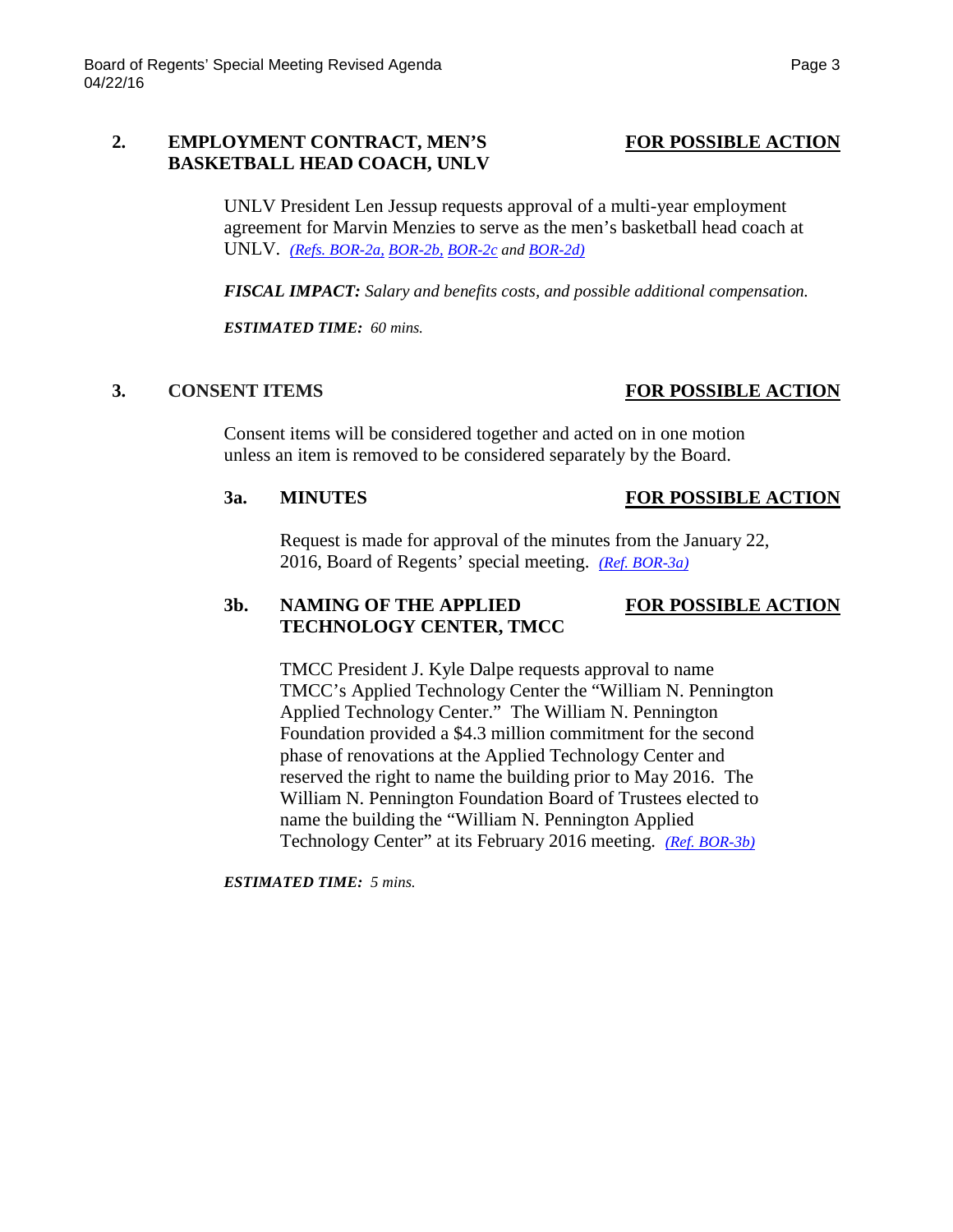## 2. EMPLOYMENT CONTRACT, MEN'S BASKETBALL HEAD COACH, UNLV — FOR POSSIBLE ACTION

UNLV President Len Jessup requests approval of a multi-year employment agreement for Marvin Menzies to serve as the men's basketball head coach at UNLV. *(Refs. BOR-2a, BOR-2b, BOR-2c and BOR-2d)*

***FISCAL IMPACT:*** *Salary and benefits costs, and possible additional compensation.*

***ESTIMATED TIME:*** *60 mins.*

## 3. CONSENT ITEMS — FOR POSSIBLE ACTION

Consent items will be considered together and acted on in one motion unless an item is removed to be considered separately by the Board.

### 3a. MINUTES — FOR POSSIBLE ACTION

Request is made for approval of the minutes from the January 22, 2016, Board of Regents' special meeting. *(Ref. BOR-3a)*

### 3b. NAMING OF THE APPLIED TECHNOLOGY CENTER, TMCC — FOR POSSIBLE ACTION

TMCC President J. Kyle Dalpe requests approval to name TMCC's Applied Technology Center the "William N. Pennington Applied Technology Center." The William N. Pennington Foundation provided a $4.3 million commitment for the second phase of renovations at the Applied Technology Center and reserved the right to name the building prior to May 2016. The William N. Pennington Foundation Board of Trustees elected to name the building the "William N. Pennington Applied Technology Center" at its February 2016 meeting. *(Ref. BOR-3b)*

***ESTIMATED TIME:*** *5 mins.*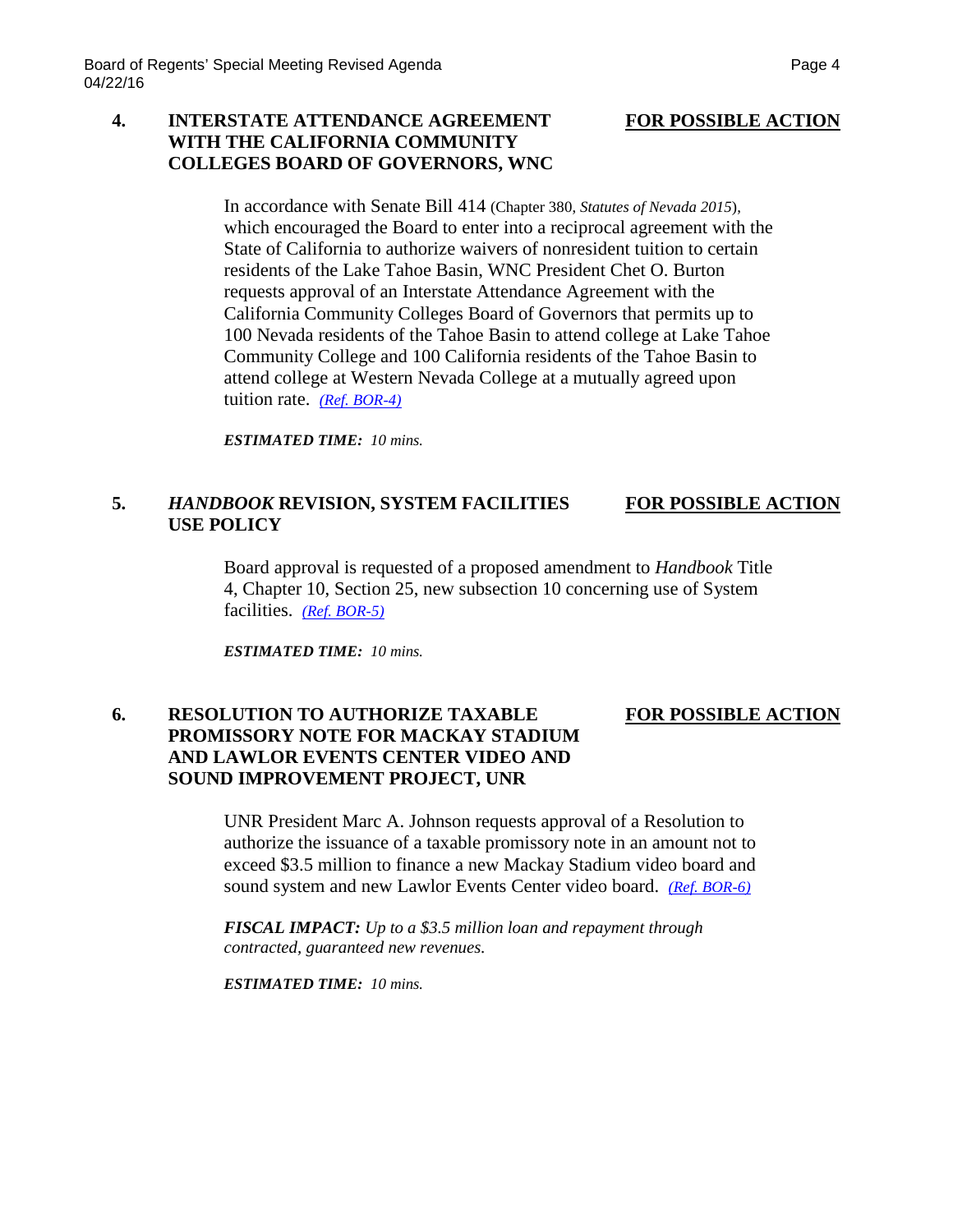**4. INTERSTATE ATTENDANCE AGREEMENT WITH THE CALIFORNIA COMMUNITY COLLEGES BOARD OF GOVERNORS, WNC** — **FOR POSSIBLE ACTION**

In accordance with Senate Bill 414 (Chapter 380, *Statutes of Nevada 2015*), which encouraged the Board to enter into a reciprocal agreement with the State of California to authorize waivers of nonresident tuition to certain residents of the Lake Tahoe Basin, WNC President Chet O. Burton requests approval of an Interstate Attendance Agreement with the California Community Colleges Board of Governors that permits up to 100 Nevada residents of the Tahoe Basin to attend college at Lake Tahoe Community College and 100 California residents of the Tahoe Basin to attend college at Western Nevada College at a mutually agreed upon tuition rate. *(Ref. BOR-4)*

***ESTIMATED TIME:*** *10 mins.*

**5. *HANDBOOK* REVISION, SYSTEM FACILITIES USE POLICY** — **FOR POSSIBLE ACTION**

Board approval is requested of a proposed amendment to *Handbook* Title 4, Chapter 10, Section 25, new subsection 10 concerning use of System facilities. *(Ref. BOR-5)*

***ESTIMATED TIME:*** *10 mins.*

**6. RESOLUTION TO AUTHORIZE TAXABLE PROMISSORY NOTE FOR MACKAY STADIUM AND LAWLOR EVENTS CENTER VIDEO AND SOUND IMPROVEMENT PROJECT, UNR** — **FOR POSSIBLE ACTION**

UNR President Marc A. Johnson requests approval of a Resolution to authorize the issuance of a taxable promissory note in an amount not to exceed $3.5 million to finance a new Mackay Stadium video board and sound system and new Lawlor Events Center video board. *(Ref. BOR-6)*

***FISCAL IMPACT:*** *Up to a $3.5 million loan and repayment through contracted, guaranteed new revenues.*

***ESTIMATED TIME:*** *10 mins.*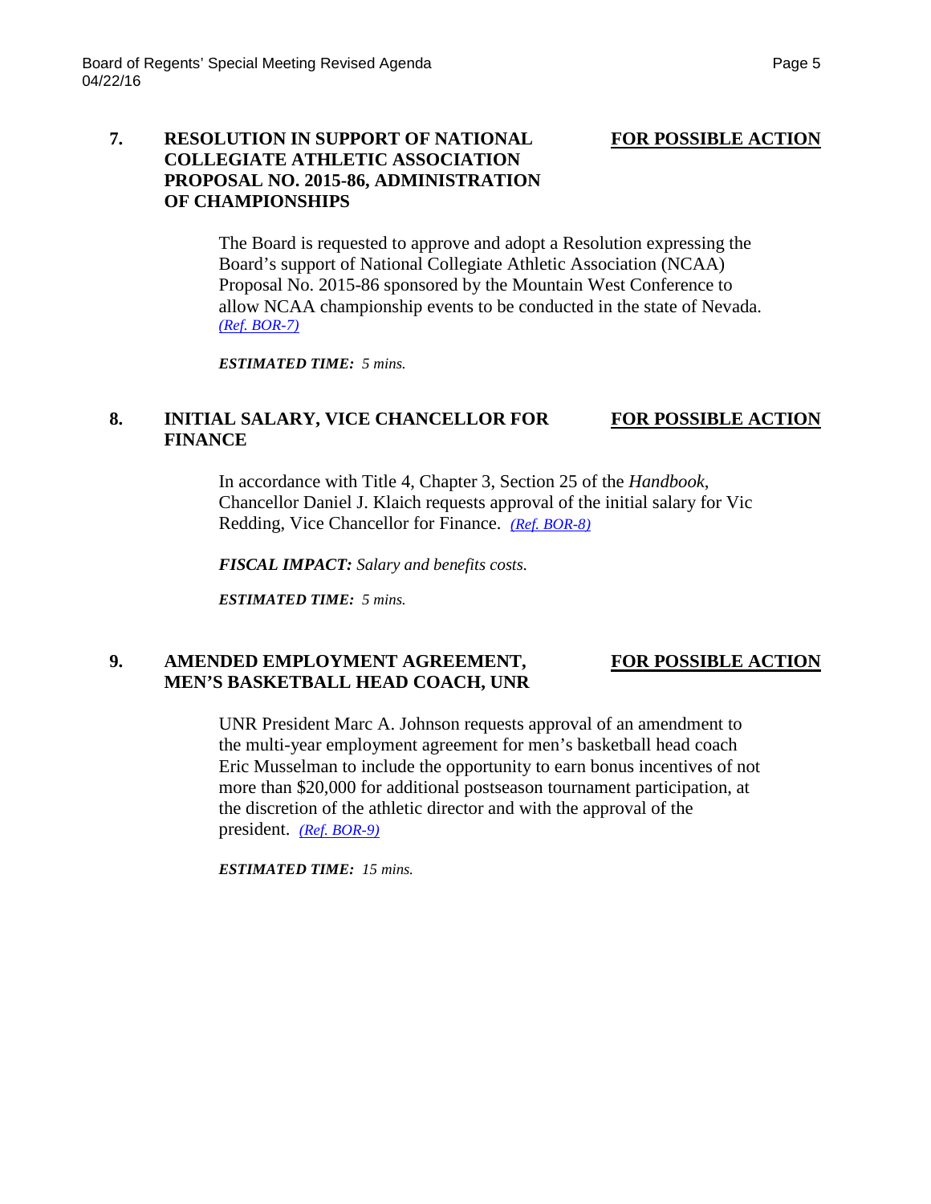**7. RESOLUTION IN SUPPORT OF NATIONAL COLLEGIATE ATHLETIC ASSOCIATION PROPOSAL NO. 2015-86, ADMINISTRATION OF CHAMPIONSHIPS** **FOR POSSIBLE ACTION**

The Board is requested to approve and adopt a Resolution expressing the Board's support of National Collegiate Athletic Association (NCAA) Proposal No. 2015-86 sponsored by the Mountain West Conference to allow NCAA championship events to be conducted in the state of Nevada. *(Ref. BOR-7)*

***ESTIMATED TIME:*** *5 mins.*

**8. INITIAL SALARY, VICE CHANCELLOR FOR FINANCE** **FOR POSSIBLE ACTION**

In accordance with Title 4, Chapter 3, Section 25 of the *Handbook*, Chancellor Daniel J. Klaich requests approval of the initial salary for Vic Redding, Vice Chancellor for Finance. *(Ref. BOR-8)*

***FISCAL IMPACT:*** *Salary and benefits costs.*

***ESTIMATED TIME:*** *5 mins.*

**9. AMENDED EMPLOYMENT AGREEMENT, MEN'S BASKETBALL HEAD COACH, UNR** **FOR POSSIBLE ACTION**

UNR President Marc A. Johnson requests approval of an amendment to the multi-year employment agreement for men's basketball head coach Eric Musselman to include the opportunity to earn bonus incentives of not more than $20,000 for additional postseason tournament participation, at the discretion of the athletic director and with the approval of the president. *(Ref. BOR-9)*

***ESTIMATED TIME:*** *15 mins.*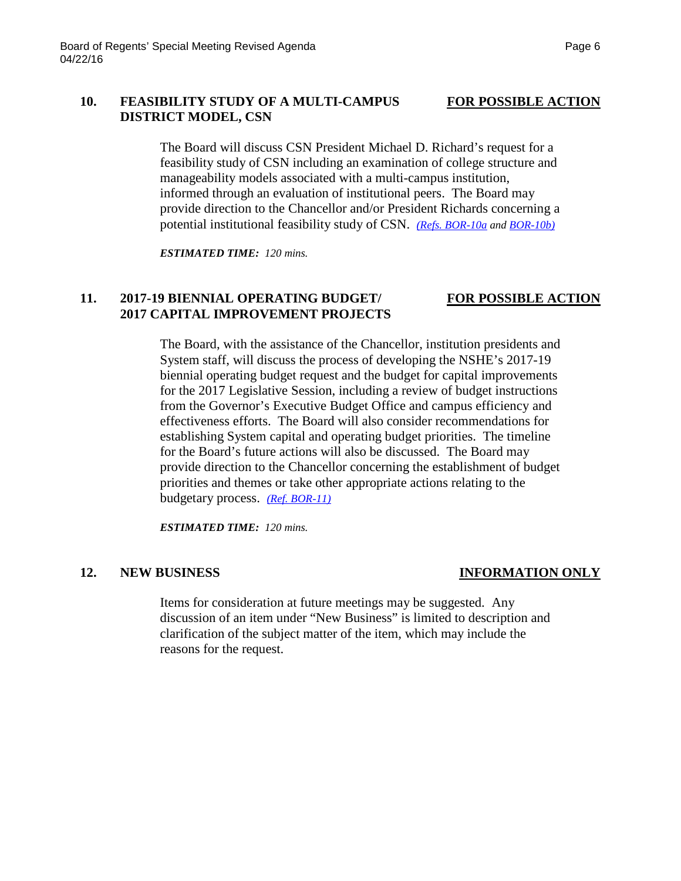**10. FEASIBILITY STUDY OF A MULTI-CAMPUS DISTRICT MODEL, CSN** — **FOR POSSIBLE ACTION**

The Board will discuss CSN President Michael D. Richard's request for a feasibility study of CSN including an examination of college structure and manageability models associated with a multi-campus institution, informed through an evaluation of institutional peers. The Board may provide direction to the Chancellor and/or President Richards concerning a potential institutional feasibility study of CSN. *(Refs. BOR-10a and BOR-10b)*

***ESTIMATED TIME:*** *120 mins.*

**11. 2017-19 BIENNIAL OPERATING BUDGET/ 2017 CAPITAL IMPROVEMENT PROJECTS** — **FOR POSSIBLE ACTION**

The Board, with the assistance of the Chancellor, institution presidents and System staff, will discuss the process of developing the NSHE's 2017-19 biennial operating budget request and the budget for capital improvements for the 2017 Legislative Session, including a review of budget instructions from the Governor's Executive Budget Office and campus efficiency and effectiveness efforts. The Board will also consider recommendations for establishing System capital and operating budget priorities. The timeline for the Board's future actions will also be discussed. The Board may provide direction to the Chancellor concerning the establishment of budget priorities and themes or take other appropriate actions relating to the budgetary process. *(Ref. BOR-11)*

***ESTIMATED TIME:*** *120 mins.*

**12. NEW BUSINESS** — **INFORMATION ONLY**

Items for consideration at future meetings may be suggested. Any discussion of an item under "New Business" is limited to description and clarification of the subject matter of the item, which may include the reasons for the request.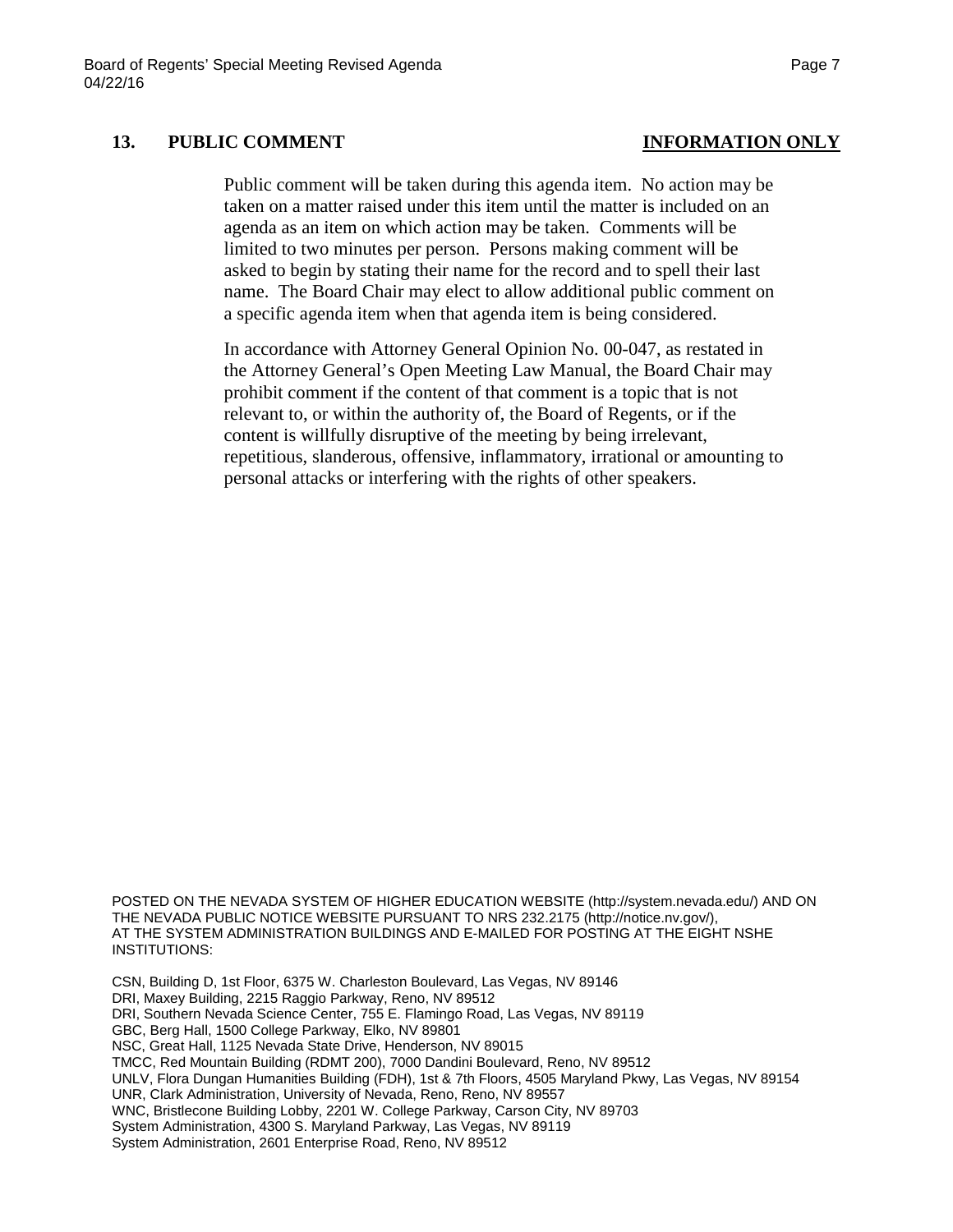## 13. PUBLIC COMMENT **INFORMATION ONLY**

Public comment will be taken during this agenda item. No action may be taken on a matter raised under this item until the matter is included on an agenda as an item on which action may be taken. Comments will be limited to two minutes per person. Persons making comment will be asked to begin by stating their name for the record and to spell their last name. The Board Chair may elect to allow additional public comment on a specific agenda item when that agenda item is being considered.

In accordance with Attorney General Opinion No. 00-047, as restated in the Attorney General's Open Meeting Law Manual, the Board Chair may prohibit comment if the content of that comment is a topic that is not relevant to, or within the authority of, the Board of Regents, or if the content is willfully disruptive of the meeting by being irrelevant, repetitious, slanderous, offensive, inflammatory, irrational or amounting to personal attacks or interfering with the rights of other speakers.

POSTED ON THE NEVADA SYSTEM OF HIGHER EDUCATION WEBSITE (http://system.nevada.edu/) AND ON THE NEVADA PUBLIC NOTICE WEBSITE PURSUANT TO NRS 232.2175 (http://notice.nv.gov/), AT THE SYSTEM ADMINISTRATION BUILDINGS AND E-MAILED FOR POSTING AT THE EIGHT NSHE INSTITUTIONS:

CSN, Building D, 1st Floor, 6375 W. Charleston Boulevard, Las Vegas, NV 89146
DRI, Maxey Building, 2215 Raggio Parkway, Reno, NV 89512
DRI, Southern Nevada Science Center, 755 E. Flamingo Road, Las Vegas, NV 89119
GBC, Berg Hall, 1500 College Parkway, Elko, NV 89801
NSC, Great Hall, 1125 Nevada State Drive, Henderson, NV 89015
TMCC, Red Mountain Building (RDMT 200), 7000 Dandini Boulevard, Reno, NV 89512
UNLV, Flora Dungan Humanities Building (FDH), 1st & 7th Floors, 4505 Maryland Pkwy, Las Vegas, NV 89154
UNR, Clark Administration, University of Nevada, Reno, Reno, NV 89557
WNC, Bristlecone Building Lobby, 2201 W. College Parkway, Carson City, NV 89703
System Administration, 4300 S. Maryland Parkway, Las Vegas, NV 89119
System Administration, 2601 Enterprise Road, Reno, NV 89512